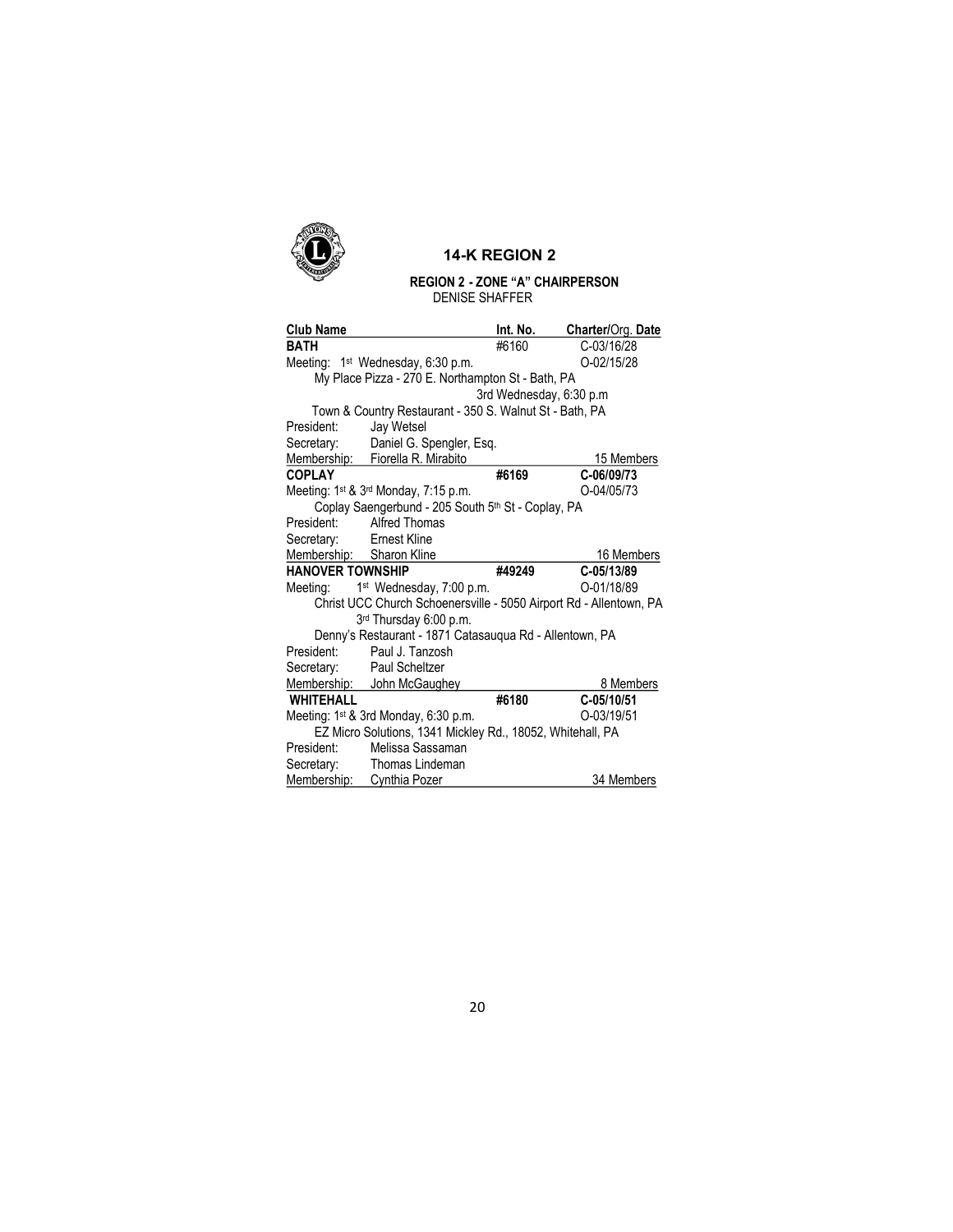# 14-K REGION 2

**REGION 2 - ZONE "A" CHAIRPERSON**
DENISE SHAFFER

| Club Name | Int. No. | Charter/Org. Date |
|---|---|---|
| **BATH** | #6160 | C-03/16/28 |
| Meeting: 1st Wednesday, 6:30 p.m. | | O-02/15/28 |
| My Place Pizza - 270 E. Northampton St - Bath, PA | | |
| 3rd Wednesday, 6:30 p.m | | |
| Town & Country Restaurant - 350 S. Walnut St - Bath, PA | | |
| President: Jay Wetsel | | |
| Secretary: Daniel G. Spengler, Esq. | | |
| Membership: Fiorella R. Mirabito | | 15 Members |
| **COPLAY** | **#6169** | **C-06/09/73** |
| Meeting: 1st & 3rd Monday, 7:15 p.m. | | O-04/05/73 |
| Coplay Saengerbund - 205 South 5th St - Coplay, PA | | |
| President: Alfred Thomas | | |
| Secretary: Ernest Kline | | |
| Membership: Sharon Kline | | 16 Members |
| **HANOVER TOWNSHIP** | **#49249** | **C-05/13/89** |
| Meeting: 1st Wednesday, 7:00 p.m. | | O-01/18/89 |
| Christ UCC Church Schoenersville - 5050 Airport Rd - Allentown, PA | | |
| 3rd Thursday 6:00 p.m. | | |
| Denny's Restaurant - 1871 Catasauqua Rd - Allentown, PA | | |
| President: Paul J. Tanzosh | | |
| Secretary: Paul Scheltzer | | |
| Membership: John McGaughey | | 8 Members |
| **WHITEHALL** | **#6180** | **C-05/10/51** |
| Meeting: 1st & 3rd Monday, 6:30 p.m. | | O-03/19/51 |
| EZ Micro Solutions, 1341 Mickley Rd., 18052, Whitehall, PA | | |
| President: Melissa Sassaman | | |
| Secretary: Thomas Lindeman | | |
| Membership: Cynthia Pozer | | 34 Members |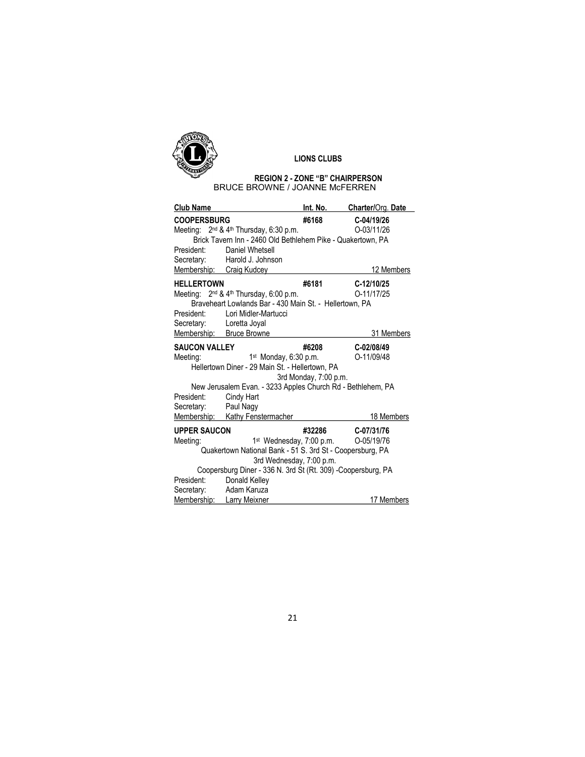## LIONS CLUBS

### REGION 2 - ZONE "B" CHAIRPERSON

BRUCE BROWNE / JOANNE McFERREN

| Club Name | Int. No. | Charter/Org. Date |
|---|---|---|
| **COOPERSBURG** | **#6168** | **C-04/19/26** |
| Meeting: 2nd & 4th Thursday, 6:30 p.m. | | O-03/11/26 |
| Brick Tavern Inn - 2460 Old Bethlehem Pike - Quakertown, PA | | |
| President: Daniel Whetsell | | |
| Secretary: Harold J. Johnson | | |
| Membership: Craig Kudcey | | 12 Members |
| **HELLERTOWN** | **#6181** | **C-12/10/25** |
| Meeting: 2nd & 4th Thursday, 6:00 p.m. | | O-11/17/25 |
| Braveheart Lowlands Bar - 430 Main St. - Hellertown, PA | | |
| President: Lori Midler-Martucci | | |
| Secretary: Loretta Joyal | | |
| Membership: Bruce Browne | | 31 Members |
| **SAUCON VALLEY** | **#6208** | **C-02/08/49** |
| Meeting: 1st Monday, 6:30 p.m. | | O-11/09/48 |
| Hellertown Diner - 29 Main St. - Hellertown, PA | | |
| 3rd Monday, 7:00 p.m. | | |
| New Jerusalem Evan. - 3233 Apples Church Rd - Bethlehem, PA | | |
| President: Cindy Hart | | |
| Secretary: Paul Nagy | | |
| Membership: Kathy Fenstermacher | | 18 Members |
| **UPPER SAUCON** | **#32286** | **C-07/31/76** |
| Meeting: 1st Wednesday, 7:00 p.m. | | O-05/19/76 |
| Quakertown National Bank - 51 S. 3rd St - Coopersburg, PA | | |
| 3rd Wednesday, 7:00 p.m. | | |
| Coopersburg Diner - 336 N. 3rd St (Rt. 309) -Coopersburg, PA | | |
| President: Donald Kelley | | |
| Secretary: Adam Karuza | | |
| Membership: Larry Meixner | | 17 Members |